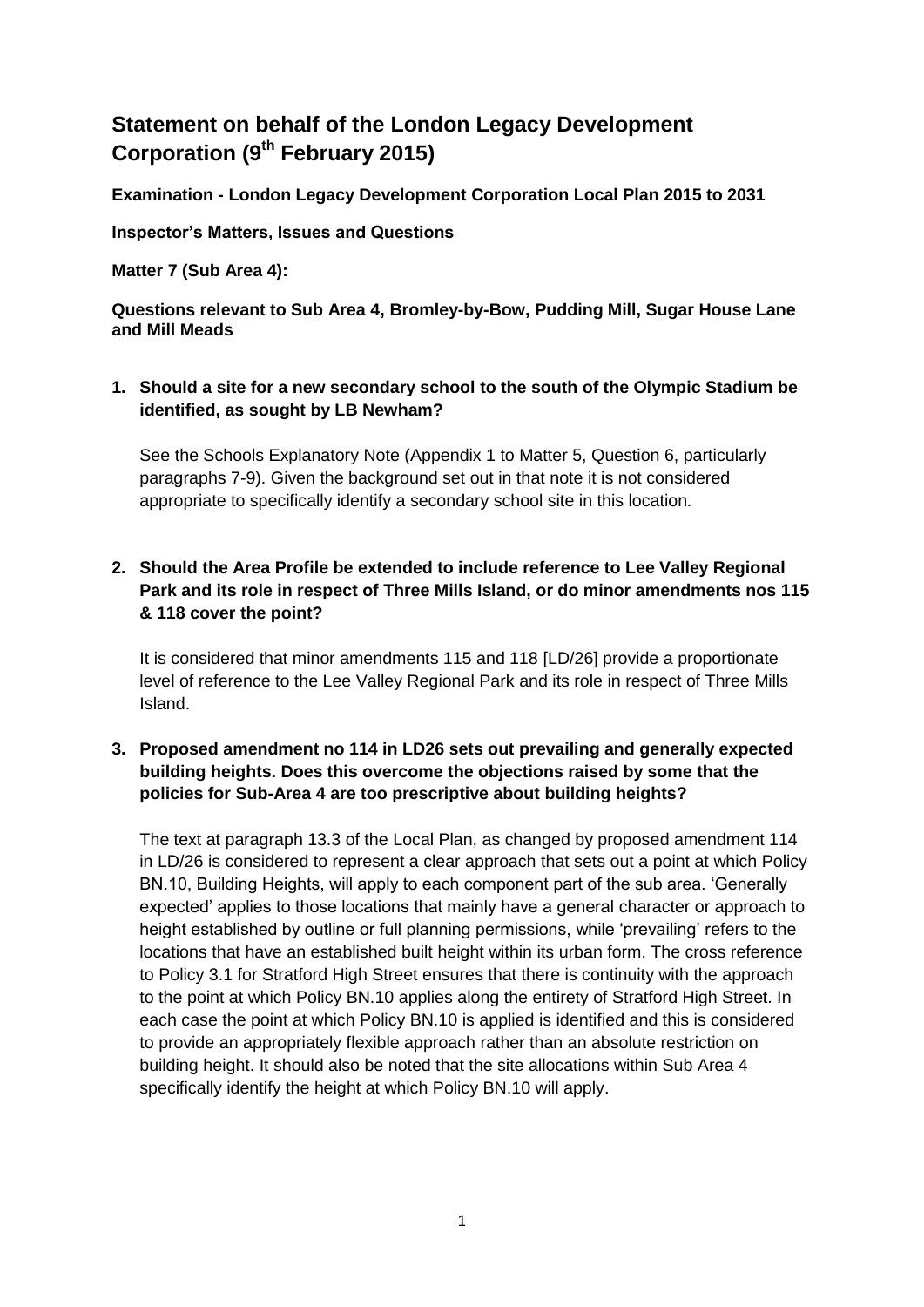# Statement on behalf of the London Legacy Development Corporation (9th February 2015)

**Examination - London Legacy Development Corporation Local Plan 2015 to 2031**

**Inspector's Matters, Issues and Questions**

**Matter 7 (Sub Area 4):**

**Questions relevant to Sub Area 4, Bromley-by-Bow, Pudding Mill, Sugar House Lane and Mill Meads**

1. **Should a site for a new secondary school to the south of the Olympic Stadium be identified, as sought by LB Newham?**

   See the Schools Explanatory Note (Appendix 1 to Matter 5, Question 6, particularly paragraphs 7-9). Given the background set out in that note it is not considered appropriate to specifically identify a secondary school site in this location.

2. **Should the Area Profile be extended to include reference to Lee Valley Regional Park and its role in respect of Three Mills Island, or do minor amendments nos 115 & 118 cover the point?**

   It is considered that minor amendments 115 and 118 [LD/26] provide a proportionate level of reference to the Lee Valley Regional Park and its role in respect of Three Mills Island.

3. **Proposed amendment no 114 in LD26 sets out prevailing and generally expected building heights. Does this overcome the objections raised by some that the policies for Sub-Area 4 are too prescriptive about building heights?**

   The text at paragraph 13.3 of the Local Plan, as changed by proposed amendment 114 in LD/26 is considered to represent a clear approach that sets out a point at which Policy BN.10, Building Heights, will apply to each component part of the sub area. 'Generally expected' applies to those locations that mainly have a general character or approach to height established by outline or full planning permissions, while 'prevailing' refers to the locations that have an established built height within its urban form. The cross reference to Policy 3.1 for Stratford High Street ensures that there is continuity with the approach to the point at which Policy BN.10 applies along the entirety of Stratford High Street. In each case the point at which Policy BN.10 is applied is identified and this is considered to provide an appropriately flexible approach rather than an absolute restriction on building height. It should also be noted that the site allocations within Sub Area 4 specifically identify the height at which Policy BN.10 will apply.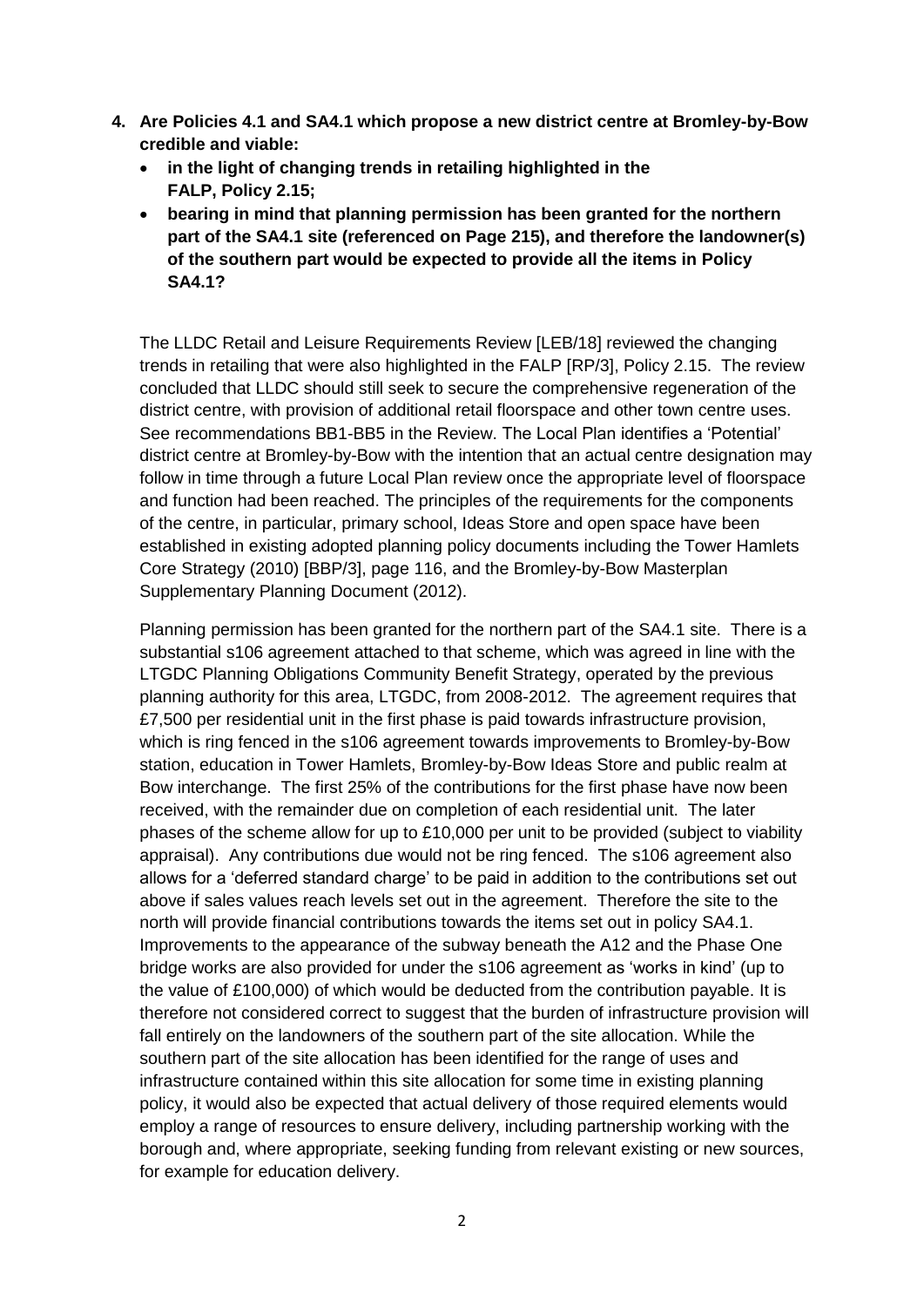**4. Are Policies 4.1 and SA4.1 which propose a new district centre at Bromley-by-Bow credible and viable:**

- **in the light of changing trends in retailing highlighted in the FALP, Policy 2.15;**
- **bearing in mind that planning permission has been granted for the northern part of the SA4.1 site (referenced on Page 215), and therefore the landowner(s) of the southern part would be expected to provide all the items in Policy SA4.1?**

The LLDC Retail and Leisure Requirements Review [LEB/18] reviewed the changing trends in retailing that were also highlighted in the FALP [RP/3], Policy 2.15. The review concluded that LLDC should still seek to secure the comprehensive regeneration of the district centre, with provision of additional retail floorspace and other town centre uses. See recommendations BB1-BB5 in the Review. The Local Plan identifies a 'Potential' district centre at Bromley-by-Bow with the intention that an actual centre designation may follow in time through a future Local Plan review once the appropriate level of floorspace and function had been reached. The principles of the requirements for the components of the centre, in particular, primary school, Ideas Store and open space have been established in existing adopted planning policy documents including the Tower Hamlets Core Strategy (2010) [BBP/3], page 116, and the Bromley-by-Bow Masterplan Supplementary Planning Document (2012).

Planning permission has been granted for the northern part of the SA4.1 site. There is a substantial s106 agreement attached to that scheme, which was agreed in line with the LTGDC Planning Obligations Community Benefit Strategy, operated by the previous planning authority for this area, LTGDC, from 2008-2012. The agreement requires that £7,500 per residential unit in the first phase is paid towards infrastructure provision, which is ring fenced in the s106 agreement towards improvements to Bromley-by-Bow station, education in Tower Hamlets, Bromley-by-Bow Ideas Store and public realm at Bow interchange. The first 25% of the contributions for the first phase have now been received, with the remainder due on completion of each residential unit. The later phases of the scheme allow for up to £10,000 per unit to be provided (subject to viability appraisal). Any contributions due would not be ring fenced. The s106 agreement also allows for a 'deferred standard charge' to be paid in addition to the contributions set out above if sales values reach levels set out in the agreement. Therefore the site to the north will provide financial contributions towards the items set out in policy SA4.1. Improvements to the appearance of the subway beneath the A12 and the Phase One bridge works are also provided for under the s106 agreement as 'works in kind' (up to the value of £100,000) of which would be deducted from the contribution payable. It is therefore not considered correct to suggest that the burden of infrastructure provision will fall entirely on the landowners of the southern part of the site allocation. While the southern part of the site allocation has been identified for the range of uses and infrastructure contained within this site allocation for some time in existing planning policy, it would also be expected that actual delivery of those required elements would employ a range of resources to ensure delivery, including partnership working with the borough and, where appropriate, seeking funding from relevant existing or new sources, for example for education delivery.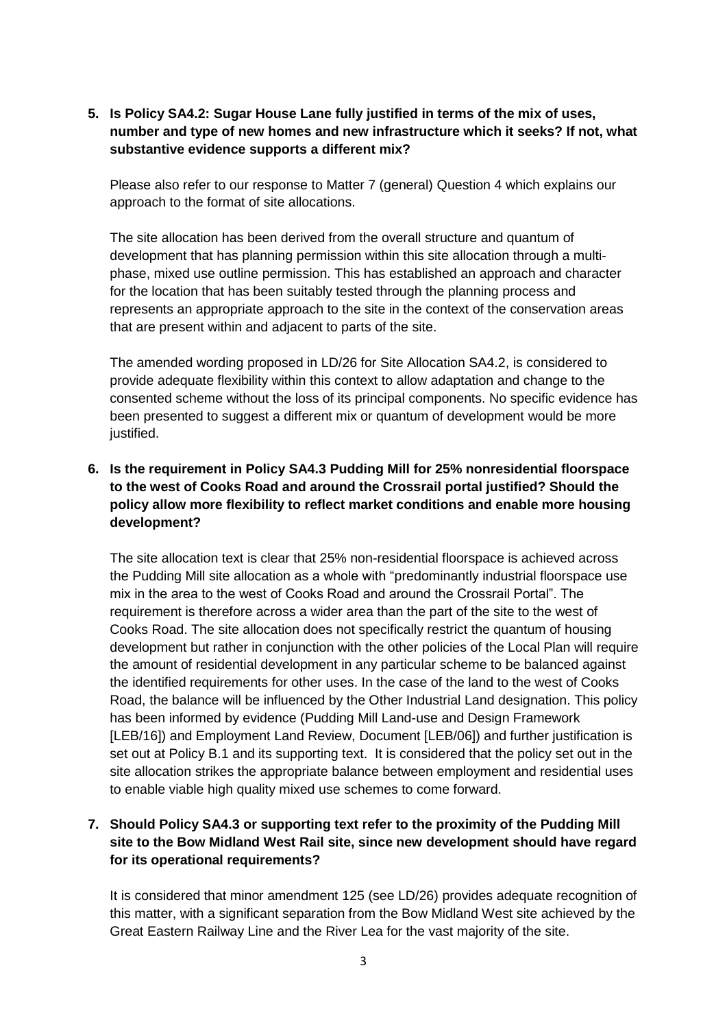**5. Is Policy SA4.2: Sugar House Lane fully justified in terms of the mix of uses, number and type of new homes and new infrastructure which it seeks? If not, what substantive evidence supports a different mix?**

Please also refer to our response to Matter 7 (general) Question 4 which explains our approach to the format of site allocations.

The site allocation has been derived from the overall structure and quantum of development that has planning permission within this site allocation through a multi-phase, mixed use outline permission. This has established an approach and character for the location that has been suitably tested through the planning process and represents an appropriate approach to the site in the context of the conservation areas that are present within and adjacent to parts of the site.

The amended wording proposed in LD/26 for Site Allocation SA4.2, is considered to provide adequate flexibility within this context to allow adaptation and change to the consented scheme without the loss of its principal components. No specific evidence has been presented to suggest a different mix or quantum of development would be more justified.

**6. Is the requirement in Policy SA4.3 Pudding Mill for 25% nonresidential floorspace to the west of Cooks Road and around the Crossrail portal justified? Should the policy allow more flexibility to reflect market conditions and enable more housing development?**

The site allocation text is clear that 25% non-residential floorspace is achieved across the Pudding Mill site allocation as a whole with "predominantly industrial floorspace use mix in the area to the west of Cooks Road and around the Crossrail Portal". The requirement is therefore across a wider area than the part of the site to the west of Cooks Road. The site allocation does not specifically restrict the quantum of housing development but rather in conjunction with the other policies of the Local Plan will require the amount of residential development in any particular scheme to be balanced against the identified requirements for other uses. In the case of the land to the west of Cooks Road, the balance will be influenced by the Other Industrial Land designation. This policy has been informed by evidence (Pudding Mill Land-use and Design Framework [LEB/16]) and Employment Land Review, Document [LEB/06]) and further justification is set out at Policy B.1 and its supporting text. It is considered that the policy set out in the site allocation strikes the appropriate balance between employment and residential uses to enable viable high quality mixed use schemes to come forward.

**7. Should Policy SA4.3 or supporting text refer to the proximity of the Pudding Mill site to the Bow Midland West Rail site, since new development should have regard for its operational requirements?**

It is considered that minor amendment 125 (see LD/26) provides adequate recognition of this matter, with a significant separation from the Bow Midland West site achieved by the Great Eastern Railway Line and the River Lea for the vast majority of the site.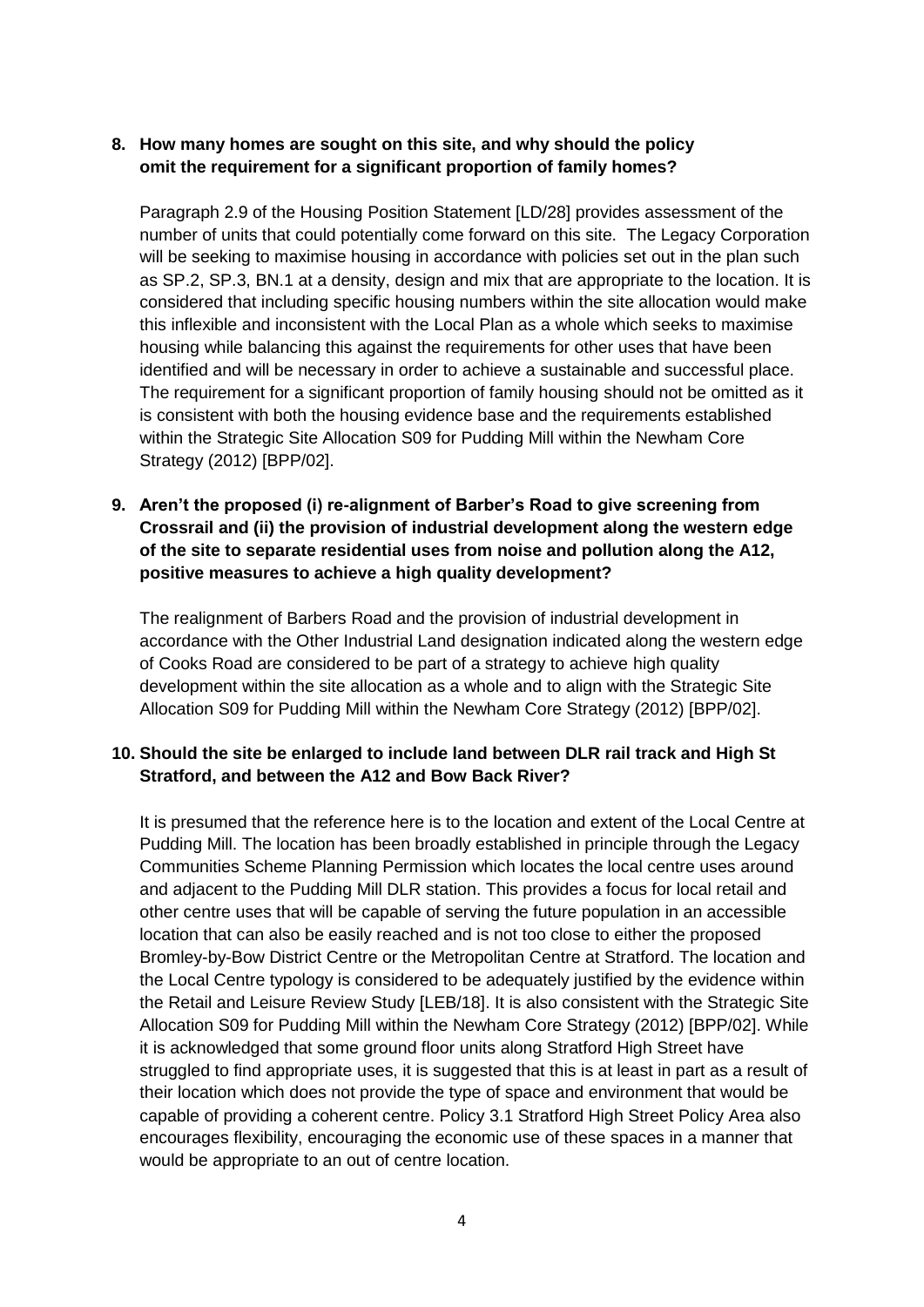**8. How many homes are sought on this site, and why should the policy omit the requirement for a significant proportion of family homes?**

Paragraph 2.9 of the Housing Position Statement [LD/28] provides assessment of the number of units that could potentially come forward on this site. The Legacy Corporation will be seeking to maximise housing in accordance with policies set out in the plan such as SP.2, SP.3, BN.1 at a density, design and mix that are appropriate to the location. It is considered that including specific housing numbers within the site allocation would make this inflexible and inconsistent with the Local Plan as a whole which seeks to maximise housing while balancing this against the requirements for other uses that have been identified and will be necessary in order to achieve a sustainable and successful place. The requirement for a significant proportion of family housing should not be omitted as it is consistent with both the housing evidence base and the requirements established within the Strategic Site Allocation S09 for Pudding Mill within the Newham Core Strategy (2012) [BPP/02].

**9. Aren't the proposed (i) re-alignment of Barber's Road to give screening from Crossrail and (ii) the provision of industrial development along the western edge of the site to separate residential uses from noise and pollution along the A12, positive measures to achieve a high quality development?**

The realignment of Barbers Road and the provision of industrial development in accordance with the Other Industrial Land designation indicated along the western edge of Cooks Road are considered to be part of a strategy to achieve high quality development within the site allocation as a whole and to align with the Strategic Site Allocation S09 for Pudding Mill within the Newham Core Strategy (2012) [BPP/02].

**10. Should the site be enlarged to include land between DLR rail track and High St Stratford, and between the A12 and Bow Back River?**

It is presumed that the reference here is to the location and extent of the Local Centre at Pudding Mill. The location has been broadly established in principle through the Legacy Communities Scheme Planning Permission which locates the local centre uses around and adjacent to the Pudding Mill DLR station. This provides a focus for local retail and other centre uses that will be capable of serving the future population in an accessible location that can also be easily reached and is not too close to either the proposed Bromley-by-Bow District Centre or the Metropolitan Centre at Stratford. The location and the Local Centre typology is considered to be adequately justified by the evidence within the Retail and Leisure Review Study [LEB/18]. It is also consistent with the Strategic Site Allocation S09 for Pudding Mill within the Newham Core Strategy (2012) [BPP/02]. While it is acknowledged that some ground floor units along Stratford High Street have struggled to find appropriate uses, it is suggested that this is at least in part as a result of their location which does not provide the type of space and environment that would be capable of providing a coherent centre. Policy 3.1 Stratford High Street Policy Area also encourages flexibility, encouraging the economic use of these spaces in a manner that would be appropriate to an out of centre location.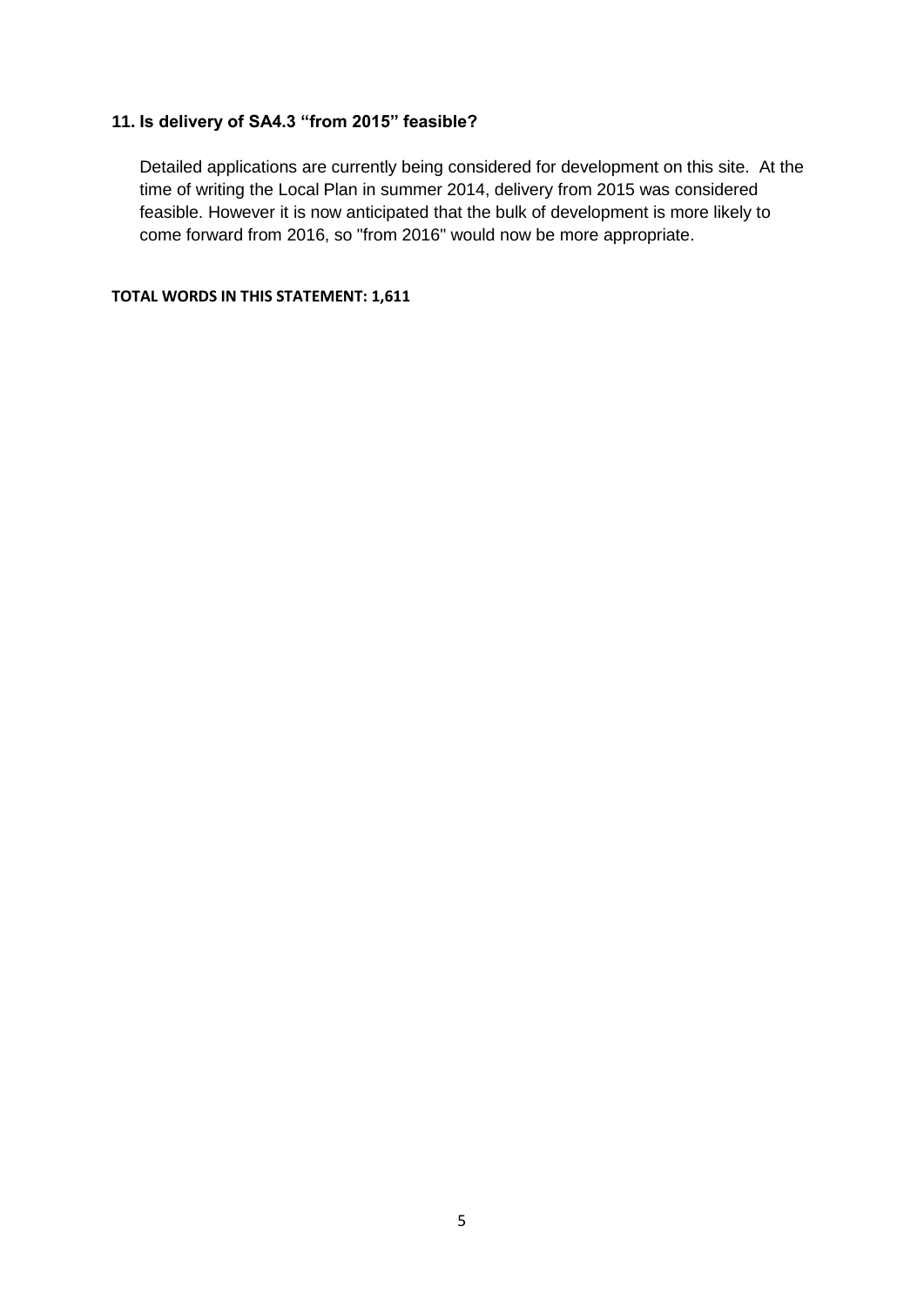### 11. Is delivery of SA4.3 "from 2015" feasible?

Detailed applications are currently being considered for development on this site. At the time of writing the Local Plan in summer 2014, delivery from 2015 was considered feasible. However it is now anticipated that the bulk of development is more likely to come forward from 2016, so "from 2016" would now be more appropriate.

**TOTAL WORDS IN THIS STATEMENT: 1,611**